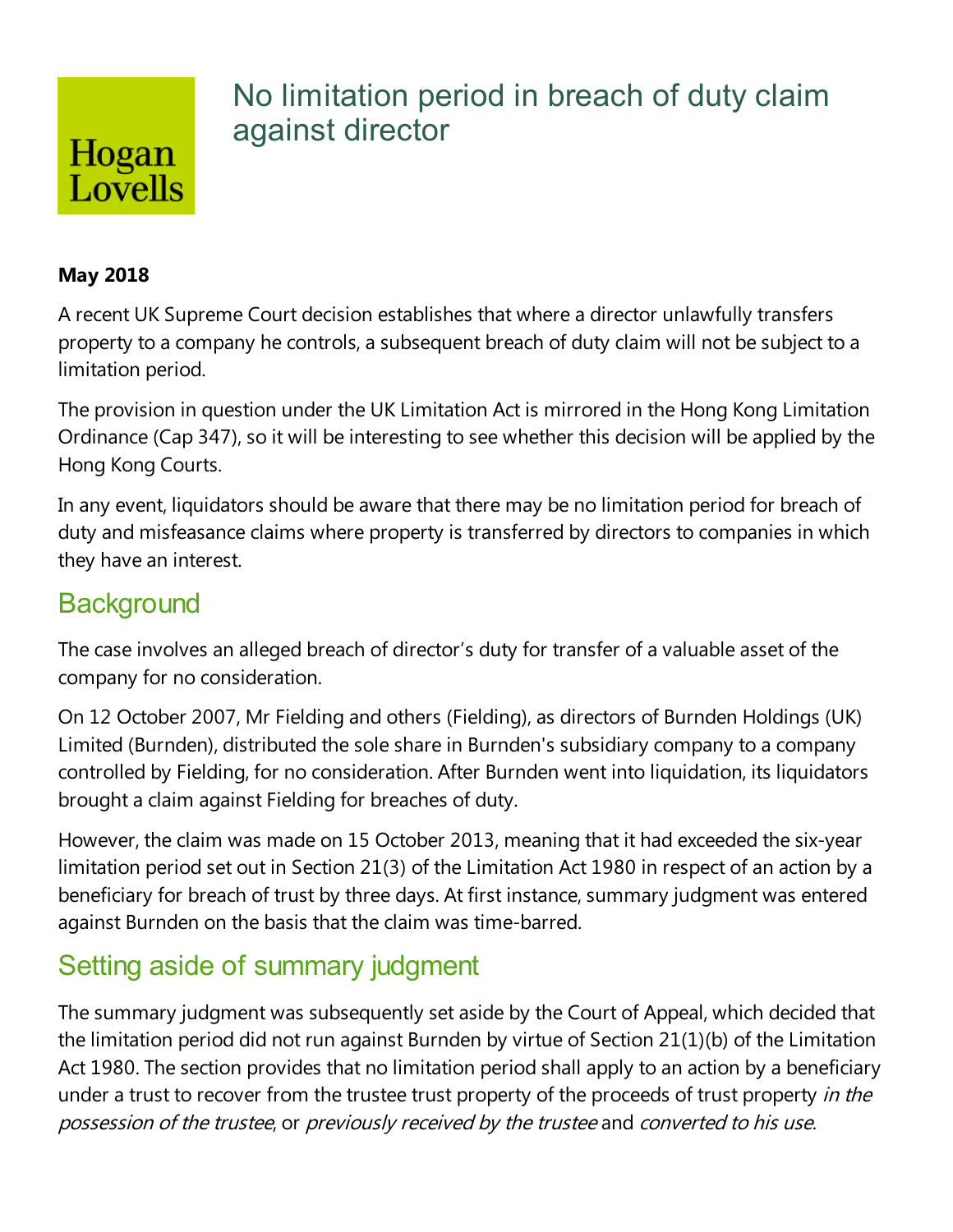# No limitation period in breach of duty claim against director

**May 2018**

A recent UK Supreme Court decision establishes that where a director unlawfully transfers property to a company he controls, a subsequent breach of duty claim will not be subject to a limitation period.

The provision in question under the UK Limitation Act is mirrored in the Hong Kong Limitation Ordinance (Cap 347), so it will be interesting to see whether this decision will be applied by the Hong Kong Courts.

In any event, liquidators should be aware that there may be no limitation period for breach of duty and misfeasance claims where property is transferred by directors to companies in which they have an interest.

## Background

The case involves an alleged breach of director's duty for transfer of a valuable asset of the company for no consideration.

On 12 October 2007, Mr Fielding and others (Fielding), as directors of Burnden Holdings (UK) Limited (Burnden), distributed the sole share in Burnden's subsidiary company to a company controlled by Fielding, for no consideration. After Burnden went into liquidation, its liquidators brought a claim against Fielding for breaches of duty.

However, the claim was made on 15 October 2013, meaning that it had exceeded the six-year limitation period set out in Section 21(3) of the Limitation Act 1980 in respect of an action by a beneficiary for breach of trust by three days. At first instance, summary judgment was entered against Burnden on the basis that the claim was time-barred.

## Setting aside of summary judgment

The summary judgment was subsequently set aside by the Court of Appeal, which decided that the limitation period did not run against Burnden by virtue of Section 21(1)(b) of the Limitation Act 1980. The section provides that no limitation period shall apply to an action by a beneficiary under a trust to recover from the trustee trust property of the proceeds of trust property *in the possession of the trustee*, or *previously received by the trustee* and *converted to his use*.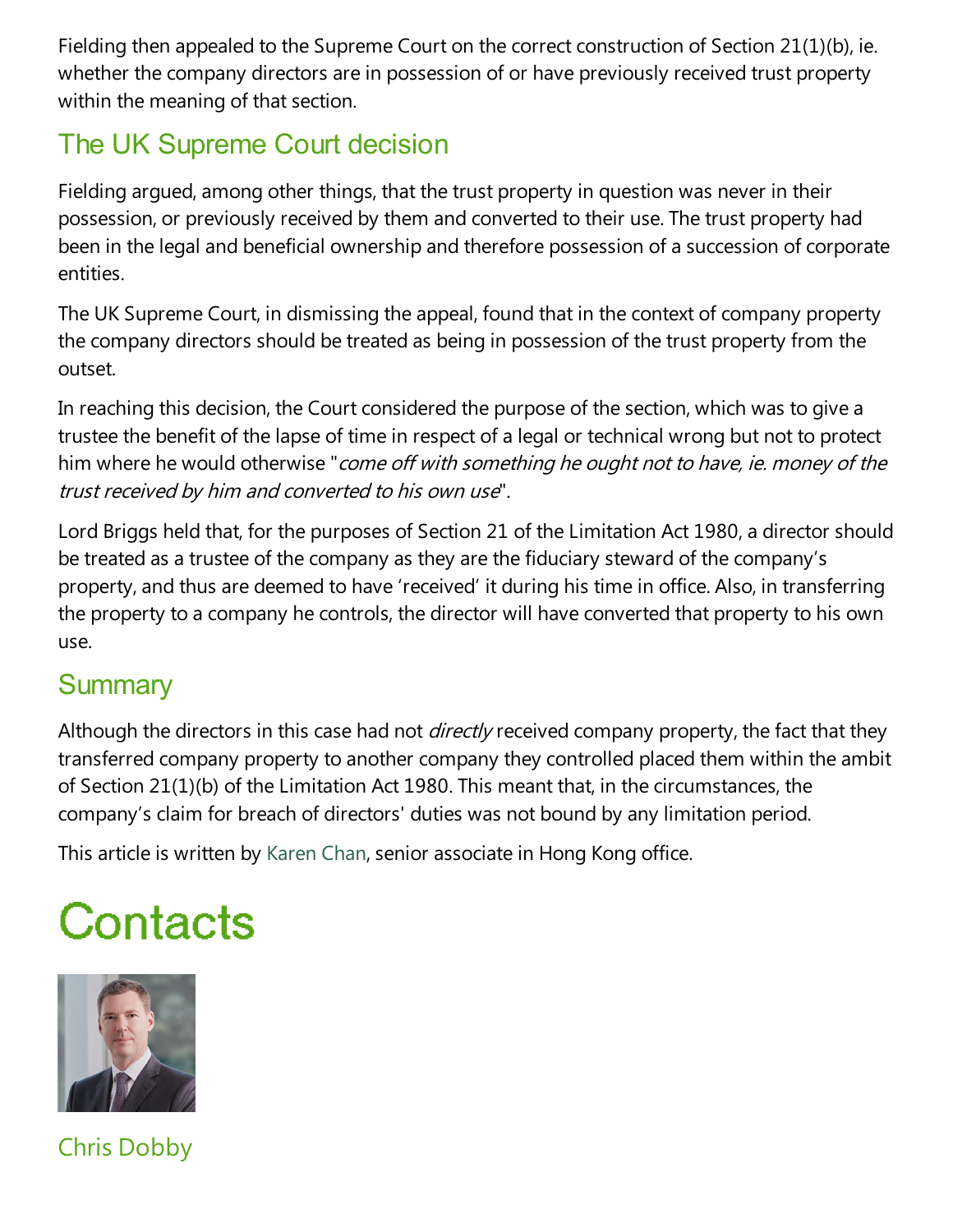Fielding then appealed to the Supreme Court on the correct construction of Section 21(1)(b), ie. whether the company directors are in possession of or have previously received trust property within the meaning of that section.

## The UK Supreme Court decision

Fielding argued, among other things, that the trust property in question was never in their possession, or previously received by them and converted to their use. The trust property had been in the legal and beneficial ownership and therefore possession of a succession of corporate entities.

The UK Supreme Court, in dismissing the appeal, found that in the context of company property the company directors should be treated as being in possession of the trust property from the outset.

In reaching this decision, the Court considered the purpose of the section, which was to give a trustee the benefit of the lapse of time in respect of a legal or technical wrong but not to protect him where he would otherwise "*come off with something he ought not to have, ie. money of the trust received by him and converted to his own use*".

Lord Briggs held that, for the purposes of Section 21 of the Limitation Act 1980, a director should be treated as a trustee of the company as they are the fiduciary steward of the company's property, and thus are deemed to have 'received' it during his time in office. Also, in transferring the property to a company he controls, the director will have converted that property to his own use.

## Summary

Although the directors in this case had not *directly* received company property, the fact that they transferred company property to another company they controlled placed them within the ambit of Section 21(1)(b) of the Limitation Act 1980. This meant that, in the circumstances, the company's claim for breach of directors' duties was not bound by any limitation period.

This article is written by Karen Chan, senior associate in Hong Kong office.

# Contacts

Chris Dobby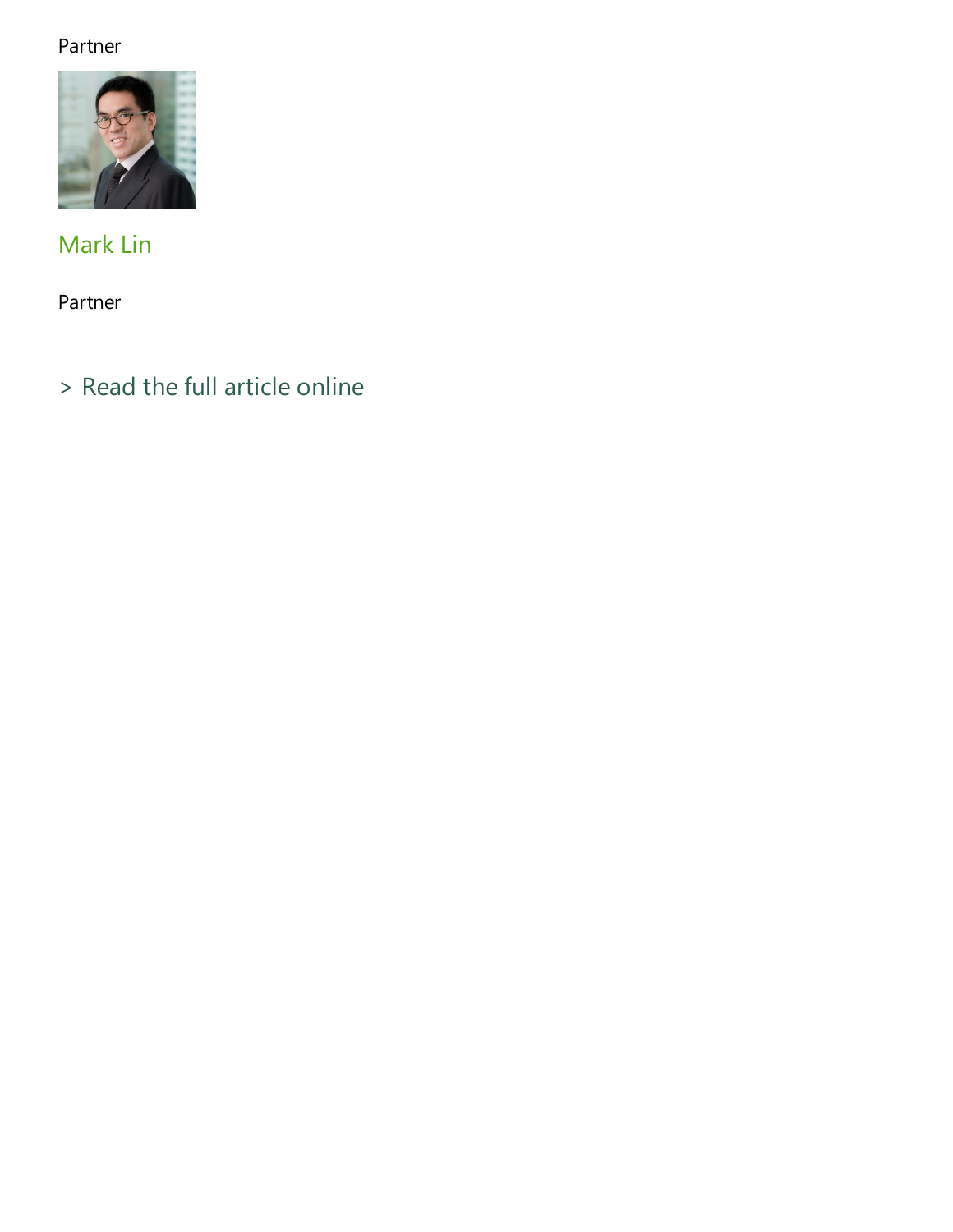Partner

Mark Lin

Partner

> Read the full article online